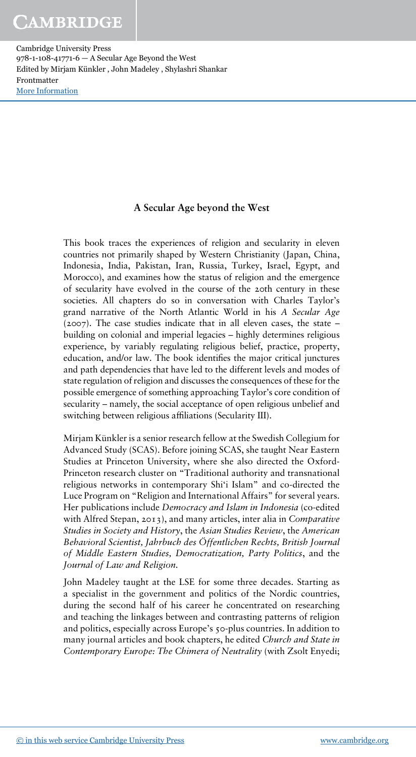## A Secular Age beyond the West

This book traces the experiences of religion and secularity in eleven countries not primarily shaped by Western Christianity (Japan, China, Indonesia, India, Pakistan, Iran, Russia, Turkey, Israel, Egypt, and Morocco), and examines how the status of religion and the emergence of secularity have evolved in the course of the 20th century in these societies. All chapters do so in conversation with Charles Taylor's grand narrative of the North Atlantic World in his *A Secular Age* (2007). The case studies indicate that in all eleven cases, the state – building on colonial and imperial legacies – highly determines religious experience, by variably regulating religious belief, practice, property, education, and/or law. The book identifies the major critical junctures and path dependencies that have led to the different levels and modes of state regulation of religion and discusses the consequences of these for the possible emergence of something approaching Taylor's core condition of secularity – namely, the social acceptance of open religious unbelief and switching between religious affiliations (Secularity III).

Mirjam Künkler is a senior research fellow at the Swedish Collegium for Advanced Study (SCAS). Before joining SCAS, she taught Near Eastern Studies at Princeton University, where she also directed the Oxford-Princeton research cluster on "Traditional authority and transnational religious networks in contemporary Shi'i Islam" and co-directed the Luce Program on "Religion and International Affairs" for several years. Her publications include *Democracy and Islam in Indonesia* (co-edited with Alfred Stepan, 2013), and many articles, inter alia in *Comparative Studies in Society and History*, the *Asian Studies Review*, the *American Behavioral Scientist, Jahrbuch des Öffentlichen Rechts, British Journal of Middle Eastern Studies, Democratization, Party Politics*, and the *Journal of Law and Religion.*

John Madeley taught at the LSE for some three decades. Starting as a specialist in the government and politics of the Nordic countries, during the second half of his career he concentrated on researching and teaching the linkages between and contrasting patterns of religion and politics, especially across Europe's 50-plus countries. In addition to many journal articles and book chapters, he edited *Church and State in Contemporary Europe: The Chimera of Neutrality* (with Zsolt Enyedi;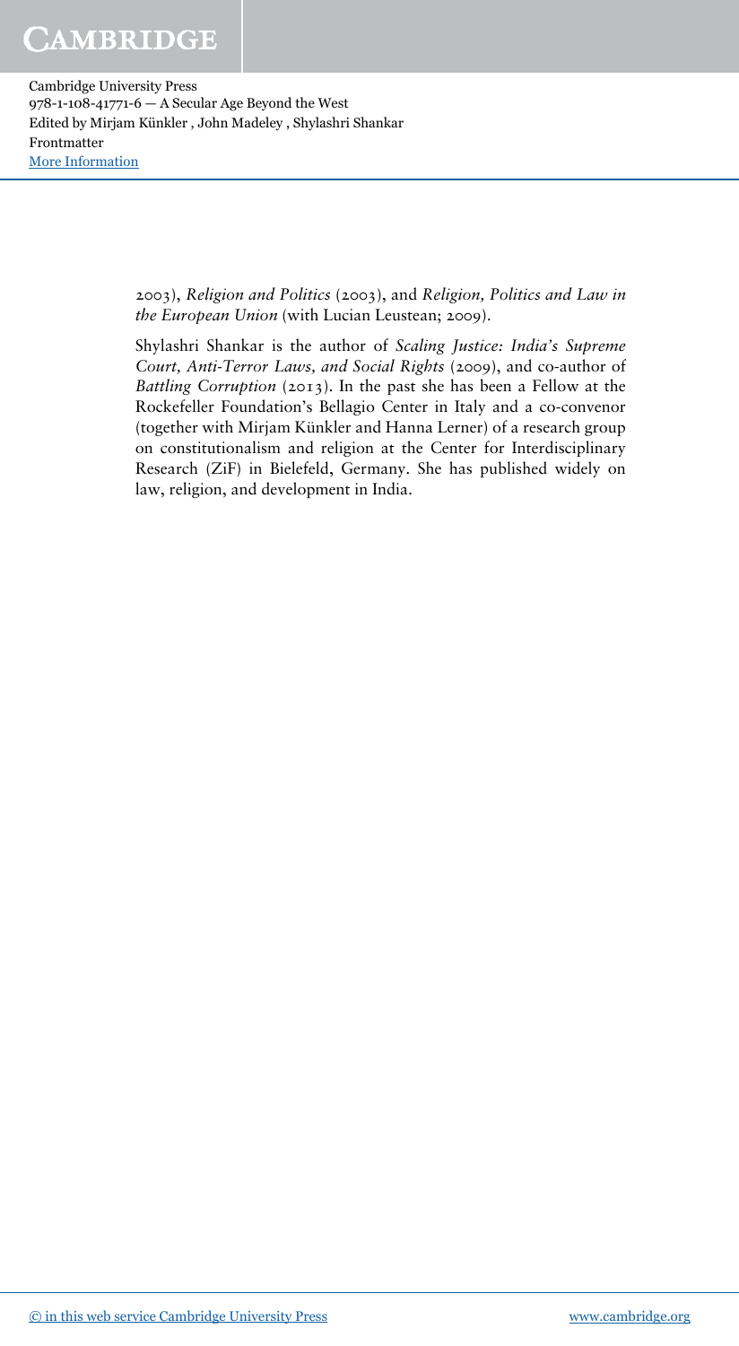2003), *Religion and Politics* (2003), and *Religion, Politics and Law in the European Union* (with Lucian Leustean; 2009).

Shylashri Shankar is the author of *Scaling Justice: India's Supreme Court, Anti-Terror Laws, and Social Rights* (2009), and co-author of *Battling Corruption* (2013). In the past she has been a Fellow at the Rockefeller Foundation's Bellagio Center in Italy and a co-convenor (together with Mirjam Künkler and Hanna Lerner) of a research group on constitutionalism and religion at the Center for Interdisciplinary Research (ZiF) in Bielefeld, Germany. She has published widely on law, religion, and development in India.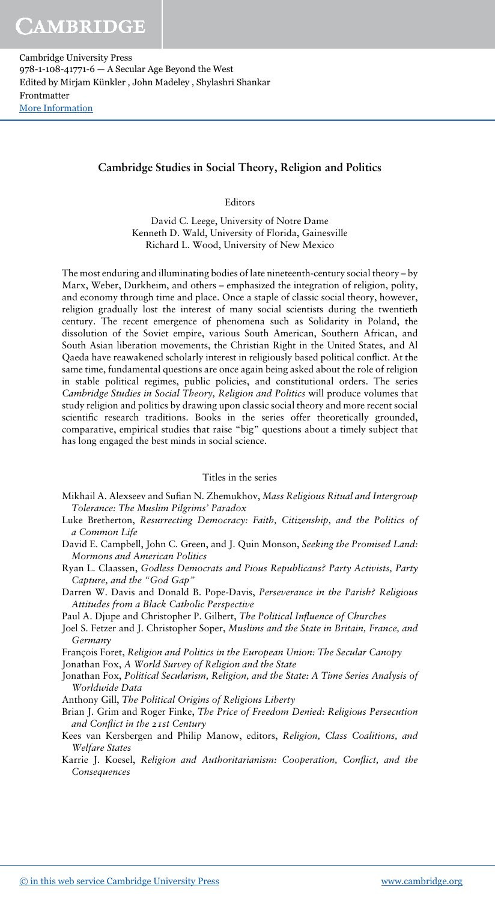## Cambridge Studies in Social Theory, Religion and Politics

Editors

David C. Leege, University of Notre Dame
Kenneth D. Wald, University of Florida, Gainesville
Richard L. Wood, University of New Mexico

The most enduring and illuminating bodies of late nineteenth-century social theory – by Marx, Weber, Durkheim, and others – emphasized the integration of religion, polity, and economy through time and place. Once a staple of classic social theory, however, religion gradually lost the interest of many social scientists during the twentieth century. The recent emergence of phenomena such as Solidarity in Poland, the dissolution of the Soviet empire, various South American, Southern African, and South Asian liberation movements, the Christian Right in the United States, and Al Qaeda have reawakened scholarly interest in religiously based political conflict. At the same time, fundamental questions are once again being asked about the role of religion in stable political regimes, public policies, and constitutional orders. The series *Cambridge Studies in Social Theory, Religion and Politics* will produce volumes that study religion and politics by drawing upon classic social theory and more recent social scientific research traditions. Books in the series offer theoretically grounded, comparative, empirical studies that raise "big" questions about a timely subject that has long engaged the best minds in social science.

### Titles in the series

Mikhail A. Alexseev and Sufian N. Zhemukhov, *Mass Religious Ritual and Intergroup Tolerance: The Muslim Pilgrims' Paradox*

Luke Bretherton, *Resurrecting Democracy: Faith, Citizenship, and the Politics of a Common Life*

David E. Campbell, John C. Green, and J. Quin Monson, *Seeking the Promised Land: Mormons and American Politics*

Ryan L. Claassen, *Godless Democrats and Pious Republicans? Party Activists, Party Capture, and the "God Gap"*

Darren W. Davis and Donald B. Pope-Davis, *Perseverance in the Parish? Religious Attitudes from a Black Catholic Perspective*

Paul A. Djupe and Christopher P. Gilbert, *The Political Influence of Churches*

Joel S. Fetzer and J. Christopher Soper, *Muslims and the State in Britain, France, and Germany*

François Foret, *Religion and Politics in the European Union: The Secular Canopy*

Jonathan Fox, *A World Survey of Religion and the State*

Jonathan Fox, *Political Secularism, Religion, and the State: A Time Series Analysis of Worldwide Data*

Anthony Gill, *The Political Origins of Religious Liberty*

Brian J. Grim and Roger Finke, *The Price of Freedom Denied: Religious Persecution and Conflict in the 21st Century*

Kees van Kersbergen and Philip Manow, editors, *Religion, Class Coalitions, and Welfare States*

Karrie J. Koesel, *Religion and Authoritarianism: Cooperation, Conflict, and the Consequences*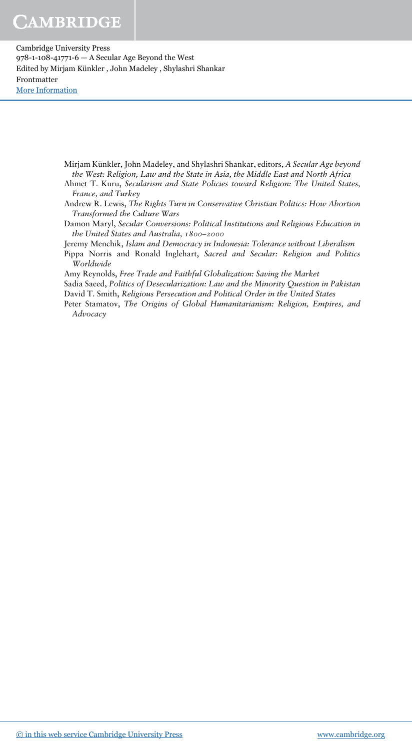Mirjam Künkler, John Madeley, and Shylashri Shankar, editors, *A Secular Age beyond the West: Religion, Law and the State in Asia, the Middle East and North Africa*

Ahmet T. Kuru, *Secularism and State Policies toward Religion: The United States, France, and Turkey*

Andrew R. Lewis, *The Rights Turn in Conservative Christian Politics: How Abortion Transformed the Culture Wars*

Damon Maryl, *Secular Conversions: Political Institutions and Religious Education in the United States and Australia, 1800–2000*

Jeremy Menchik, *Islam and Democracy in Indonesia: Tolerance without Liberalism*

Pippa Norris and Ronald Inglehart, *Sacred and Secular: Religion and Politics Worldwide*

Amy Reynolds, *Free Trade and Faithful Globalization: Saving the Market*

Sadia Saeed, *Politics of Desecularization: Law and the Minority Question in Pakistan*

David T. Smith, *Religious Persecution and Political Order in the United States*

Peter Stamatov, *The Origins of Global Humanitarianism: Religion, Empires, and Advocacy*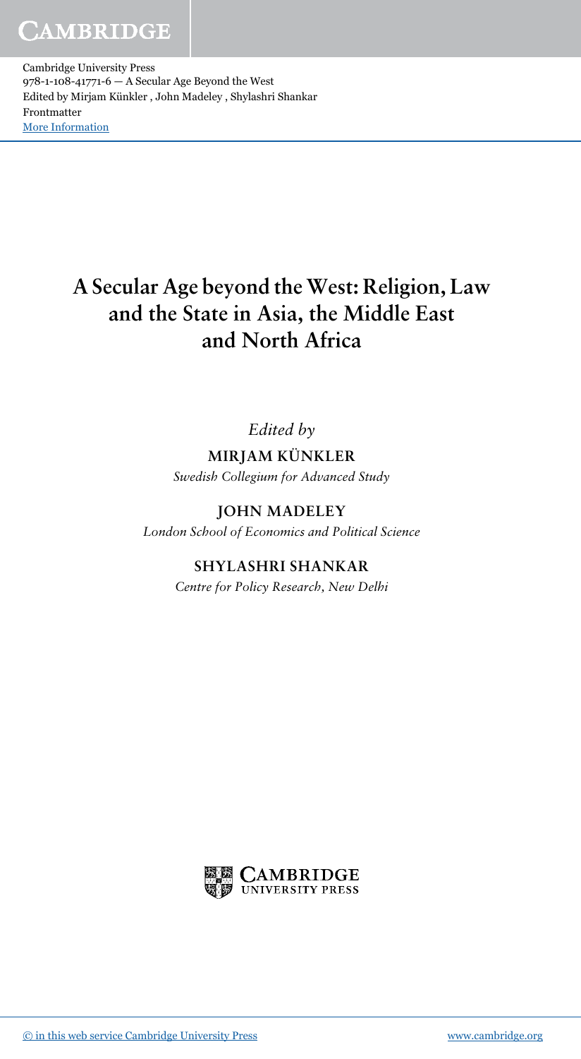# A Secular Age beyond the West: Religion, Law and the State in Asia, the Middle East and North Africa

*Edited by*

**MIRJAM KÜNKLER**

*Swedish Collegium for Advanced Study*

**JOHN MADELEY**

*London School of Economics and Political Science*

**SHYLASHRI SHANKAR**

*Centre for Policy Research, New Delhi*

CAMBRIDGE UNIVERSITY PRESS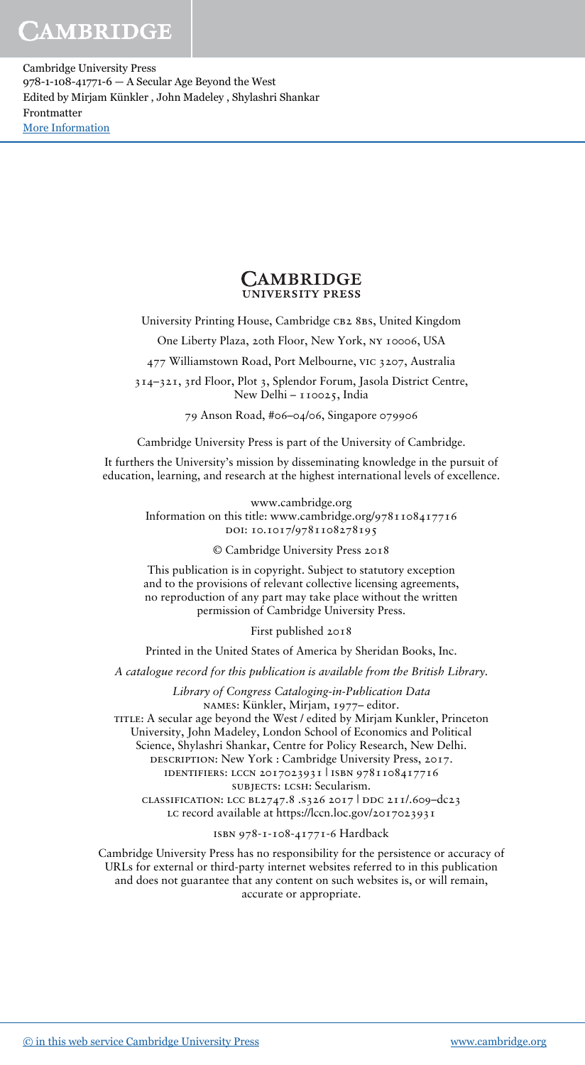**Cambridge University Press**
**UNIVERSITY PRESS**

University Printing House, Cambridge CB2 8BS, United Kingdom

One Liberty Plaza, 20th Floor, New York, NY 10006, USA

477 Williamstown Road, Port Melbourne, VIC 3207, Australia

314–321, 3rd Floor, Plot 3, Splendor Forum, Jasola District Centre, New Delhi – 110025, India

79 Anson Road, #06–04/06, Singapore 079906

Cambridge University Press is part of the University of Cambridge.

It furthers the University's mission by disseminating knowledge in the pursuit of education, learning, and research at the highest international levels of excellence.

www.cambridge.org
Information on this title: www.cambridge.org/9781108417716
DOI: 10.1017/9781108278195

© Cambridge University Press 2018

This publication is in copyright. Subject to statutory exception and to the provisions of relevant collective licensing agreements, no reproduction of any part may take place without the written permission of Cambridge University Press.

First published 2018

Printed in the United States of America by Sheridan Books, Inc.

*A catalogue record for this publication is available from the British Library.*

*Library of Congress Cataloging-in-Publication Data*
NAMES: Künkler, Mirjam, 1977– editor.
TITLE: A secular age beyond the West / edited by Mirjam Kunkler, Princeton University, John Madeley, London School of Economics and Political Science, Shylashri Shankar, Centre for Policy Research, New Delhi.
DESCRIPTION: New York : Cambridge University Press, 2017.
IDENTIFIERS: LCCN 2017023931 | ISBN 9781108417716
SUBJECTS: LCSH: Secularism.
CLASSIFICATION: LCC BL2747.8 .S326 2017 | DDC 211/.609–dc23
LC record available at https://lccn.loc.gov/2017023931

ISBN 978-1-108-41771-6 Hardback

Cambridge University Press has no responsibility for the persistence or accuracy of URLs for external or third-party internet websites referred to in this publication and does not guarantee that any content on such websites is, or will remain, accurate or appropriate.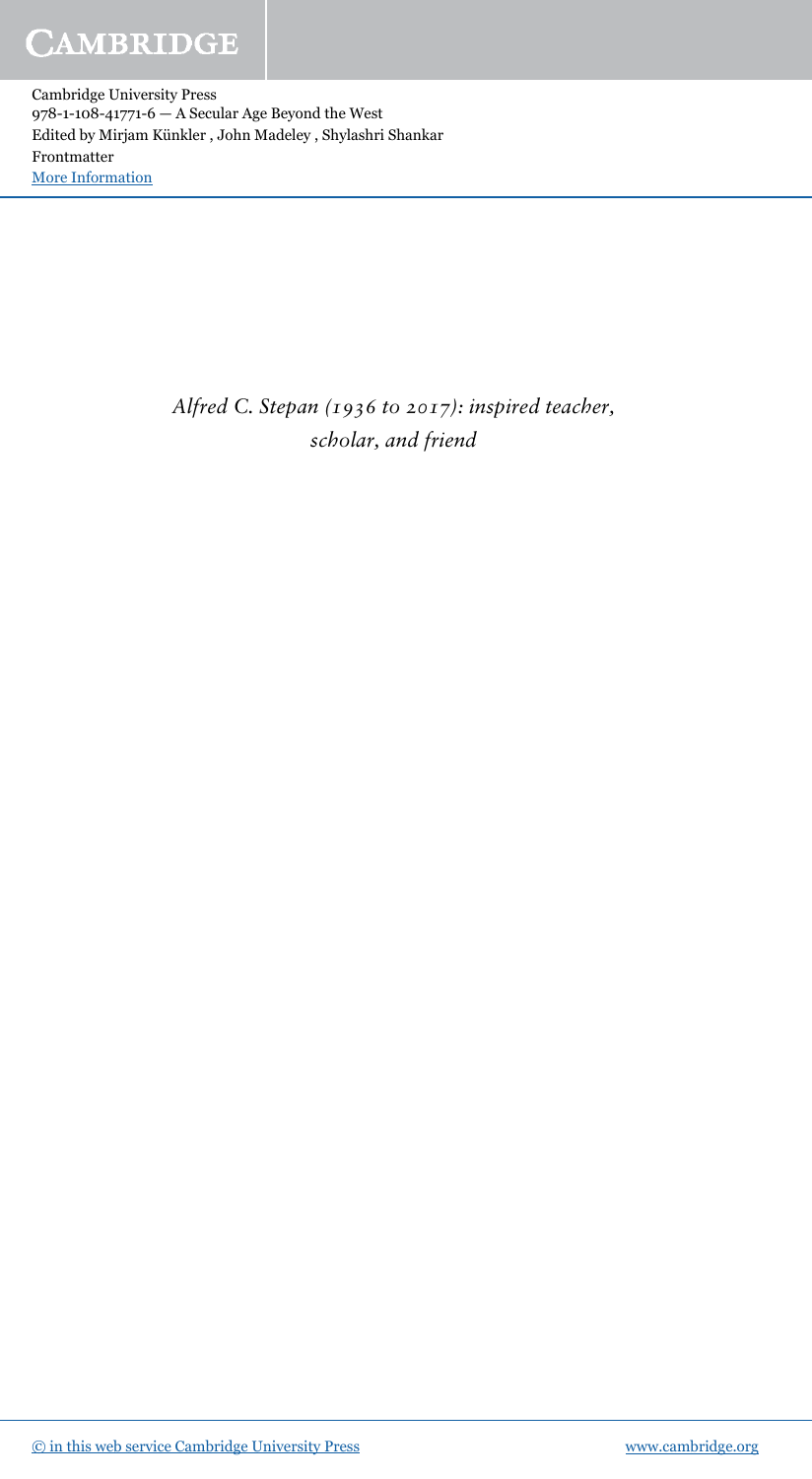*Alfred C. Stepan (1936 to 2017): inspired teacher, scholar, and friend*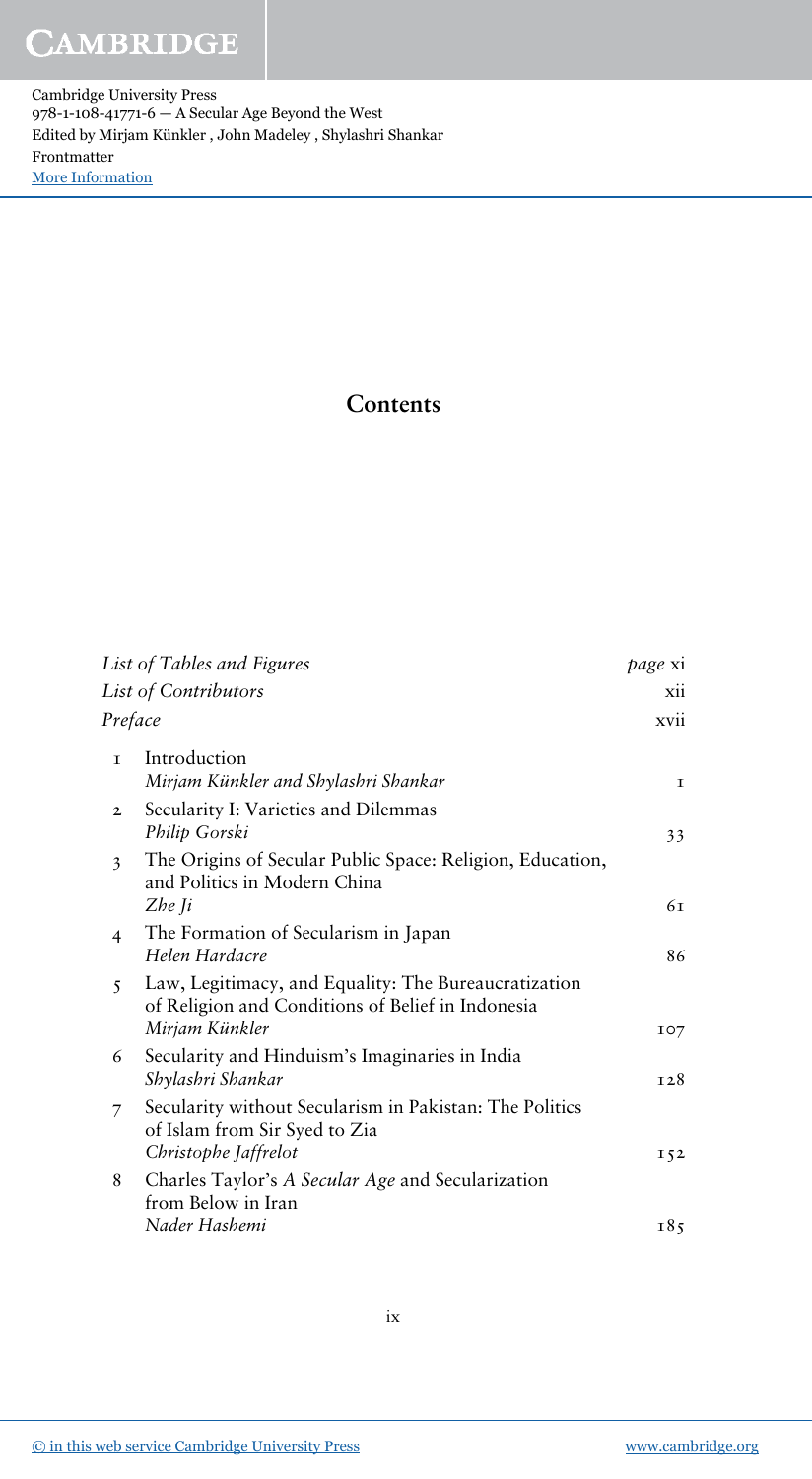# Contents

| | | |
|---|---|---|
| | *List of Tables and Figures* | *page* xi |
| | *List of Contributors* | xii |
| | *Preface* | xvii |
| 1 | Introduction<br>*Mirjam Künkler and Shylashri Shankar* | 1 |
| 2 | Secularity I: Varieties and Dilemmas<br>*Philip Gorski* | 33 |
| 3 | The Origins of Secular Public Space: Religion, Education, and Politics in Modern China<br>*Zhe Ji* | 61 |
| 4 | The Formation of Secularism in Japan<br>*Helen Hardacre* | 86 |
| 5 | Law, Legitimacy, and Equality: The Bureaucratization of Religion and Conditions of Belief in Indonesia<br>*Mirjam Künkler* | 107 |
| 6 | Secularity and Hinduism's Imaginaries in India<br>*Shylashri Shankar* | 128 |
| 7 | Secularity without Secularism in Pakistan: The Politics of Islam from Sir Syed to Zia<br>*Christophe Jaffrelot* | 152 |
| 8 | Charles Taylor's *A Secular Age* and Secularization from Below in Iran<br>*Nader Hashemi* | 185 |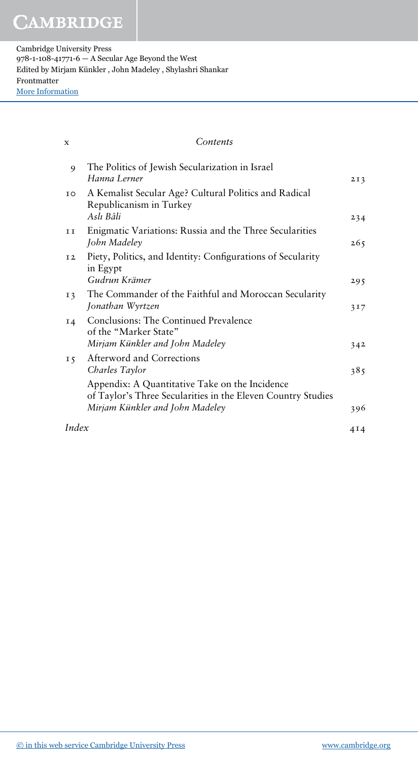| | | |
|---|---|---|
| 9 | The Politics of Jewish Secularization in Israel<br>*Hanna Lerner* | 213 |
| 10 | A Kemalist Secular Age? Cultural Politics and Radical Republicanism in Turkey<br>*Aslı Bâli* | 234 |
| 11 | Enigmatic Variations: Russia and the Three Secularities<br>*John Madeley* | 265 |
| 12 | Piety, Politics, and Identity: Configurations of Secularity in Egypt<br>*Gudrun Krämer* | 295 |
| 13 | The Commander of the Faithful and Moroccan Secularity<br>*Jonathan Wyrtzen* | 317 |
| 14 | Conclusions: The Continued Prevalence of the "Marker State"<br>*Mirjam Künkler and John Madeley* | 342 |
| 15 | Afterword and Corrections<br>*Charles Taylor* | 385 |
| | Appendix: A Quantitative Take on the Incidence of Taylor's Three Secularities in the Eleven Country Studies<br>*Mirjam Künkler and John Madeley* | 396 |
| *Index* | | 414 |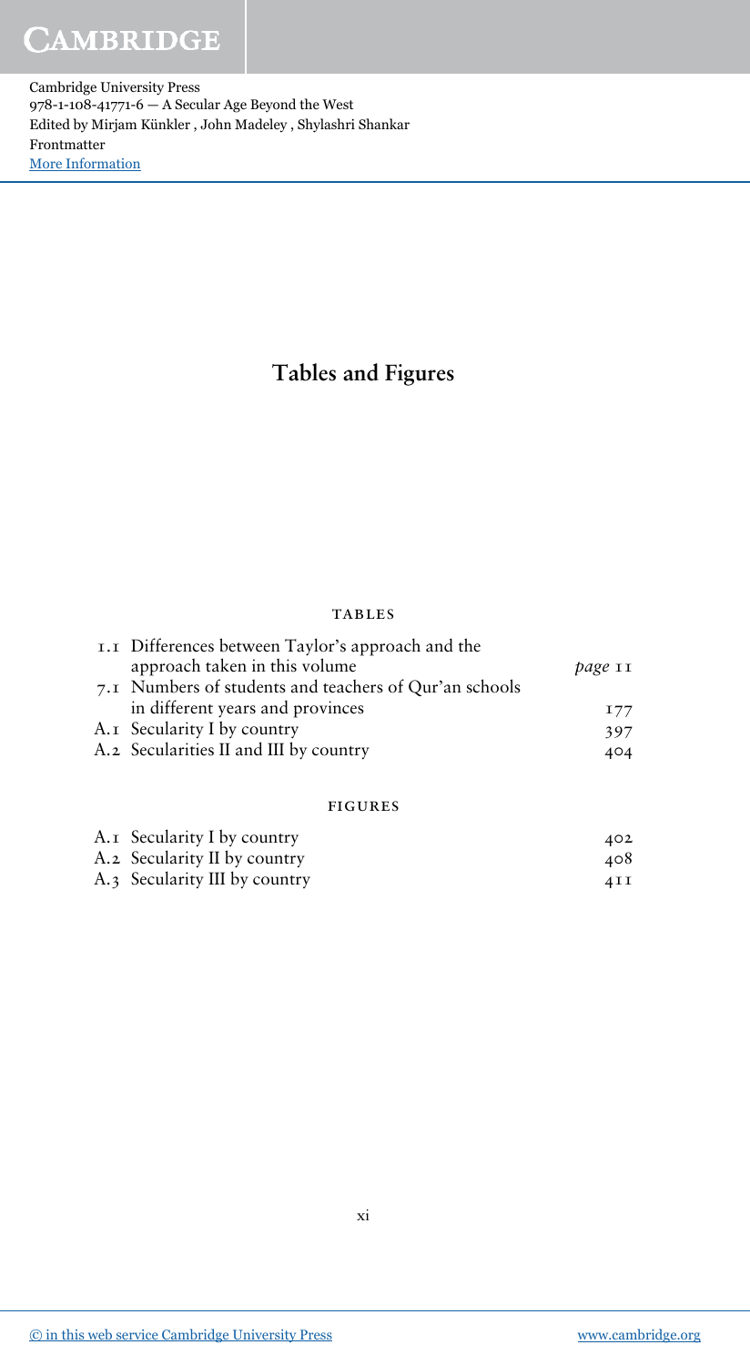# Tables and Figures

## TABLES

| | | |
|---|---|---|
| 1.1 | Differences between Taylor's approach and the approach taken in this volume | *page* 11 |
| 7.1 | Numbers of students and teachers of Qur'an schools in different years and provinces | 177 |
| A.1 | Secularity I by country | 397 |
| A.2 | Secularities II and III by country | 404 |

## FIGURES

| | | |
|---|---|---|
| A.1 | Secularity I by country | 402 |
| A.2 | Secularity II by country | 408 |
| A.3 | Secularity III by country | 411 |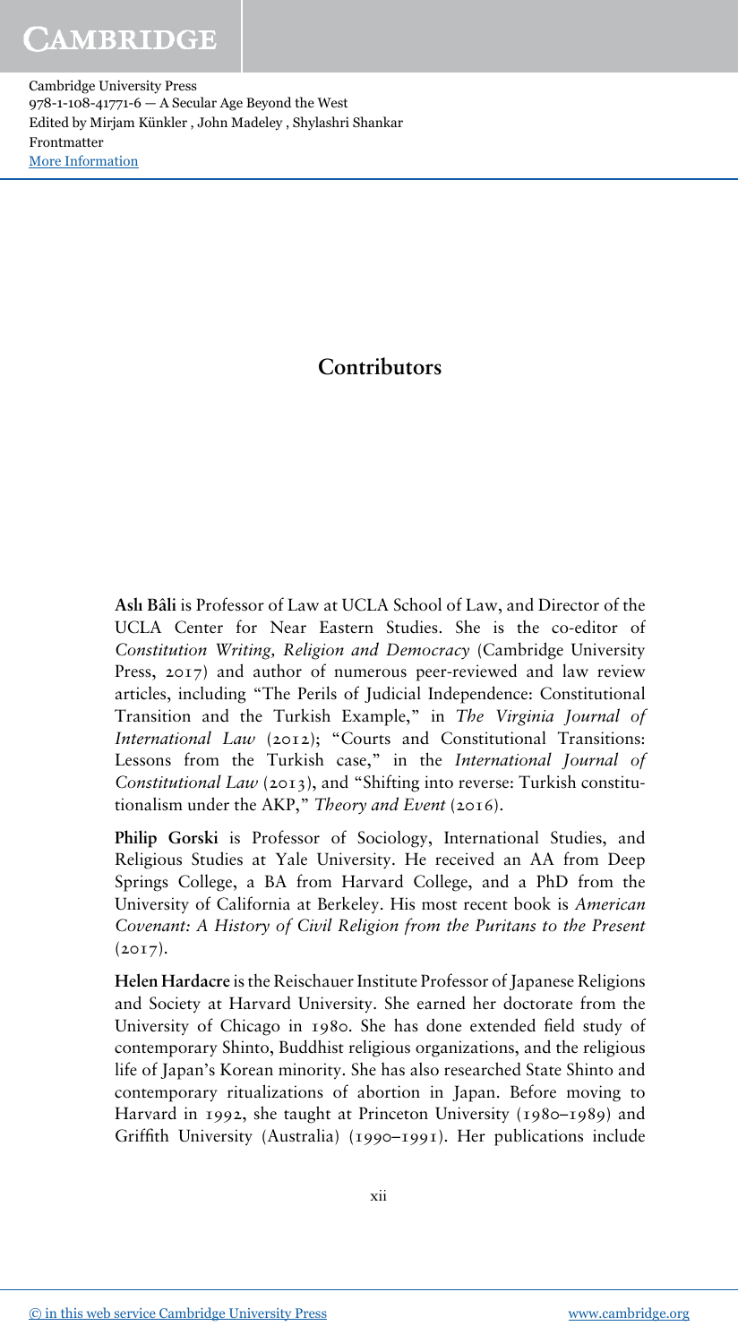# Contributors

**Aslı Bâli** is Professor of Law at UCLA School of Law, and Director of the UCLA Center for Near Eastern Studies. She is the co-editor of *Constitution Writing, Religion and Democracy* (Cambridge University Press, 2017) and author of numerous peer-reviewed and law review articles, including "The Perils of Judicial Independence: Constitutional Transition and the Turkish Example," in *The Virginia Journal of International Law* (2012); "Courts and Constitutional Transitions: Lessons from the Turkish case," in the *International Journal of Constitutional Law* (2013), and "Shifting into reverse: Turkish constitutionalism under the AKP," *Theory and Event* (2016).

**Philip Gorski** is Professor of Sociology, International Studies, and Religious Studies at Yale University. He received an AA from Deep Springs College, a BA from Harvard College, and a PhD from the University of California at Berkeley. His most recent book is *American Covenant: A History of Civil Religion from the Puritans to the Present* (2017).

**Helen Hardacre** is the Reischauer Institute Professor of Japanese Religions and Society at Harvard University. She earned her doctorate from the University of Chicago in 1980. She has done extended field study of contemporary Shinto, Buddhist religious organizations, and the religious life of Japan's Korean minority. She has also researched State Shinto and contemporary ritualizations of abortion in Japan. Before moving to Harvard in 1992, she taught at Princeton University (1980–1989) and Griffith University (Australia) (1990–1991). Her publications include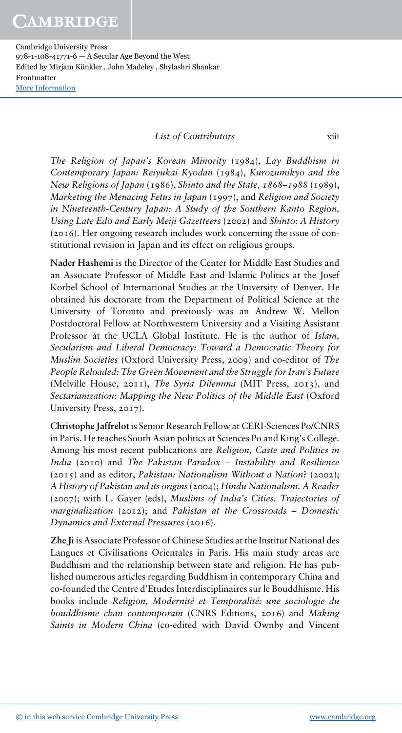*The Religion of Japan's Korean Minority* (1984), *Lay Buddhism in Contemporary Japan: Reiyukai Kyodan* (1984), *Kurozumikyo and the New Religions of Japan* (1986), *Shinto and the State, 1868–1988* (1989), *Marketing the Menacing Fetus in Japan* (1997), and *Religion and Society in Nineteenth-Century Japan: A Study of the Southern Kanto Region, Using Late Edo and Early Meiji Gazetteers* (2002) and *Shinto: A History* (2016). Her ongoing research includes work concerning the issue of constitutional revision in Japan and its effect on religious groups.

**Nader Hashemi** is the Director of the Center for Middle East Studies and an Associate Professor of Middle East and Islamic Politics at the Josef Korbel School of International Studies at the University of Denver. He obtained his doctorate from the Department of Political Science at the University of Toronto and previously was an Andrew W. Mellon Postdoctoral Fellow at Northwestern University and a Visiting Assistant Professor at the UCLA Global Institute. He is the author of *Islam, Secularism and Liberal Democracy: Toward a Democratic Theory for Muslim Societies* (Oxford University Press, 2009) and co-editor of *The People Reloaded: The Green Movement and the Struggle for Iran's Future* (Melville House, 2011), *The Syria Dilemma* (MIT Press, 2013), and *Sectarianization: Mapping the New Politics of the Middle East* (Oxford University Press, 2017).

**Christophe Jaffrelot** is Senior Research Fellow at CERI-Sciences Po/CNRS in Paris. He teaches South Asian politics at Sciences Po and King's College. Among his most recent publications are *Religion, Caste and Politics in India* (2010) and *The Pakistan Paradox – Instability and Resilience* (2015) and as editor, *Pakistan: Nationalism Without a Nation*? (2002); *A History of Pakistan and its origins* (2004); *Hindu Nationalism. A Reader* (2007); with L. Gayer (eds), *Muslims of India's Cities. Trajectories of marginalization* (2012); and *Pakistan at the Crossroads – Domestic Dynamics and External Pressures* (2016).

**Zhe Ji** is Associate Professor of Chinese Studies at the Institut National des Langues et Civilisations Orientales in Paris. His main study areas are Buddhism and the relationship between state and religion. He has published numerous articles regarding Buddhism in contemporary China and co-founded the Centre d'Etudes Interdisciplinaires sur le Bouddhisme. His books include *Religion, Modernité et Temporalité: une sociologie du bouddhisme chan contemporain* (CNRS Editions, 2016) and *Making Saints in Modern China* (co-edited with David Ownby and Vincent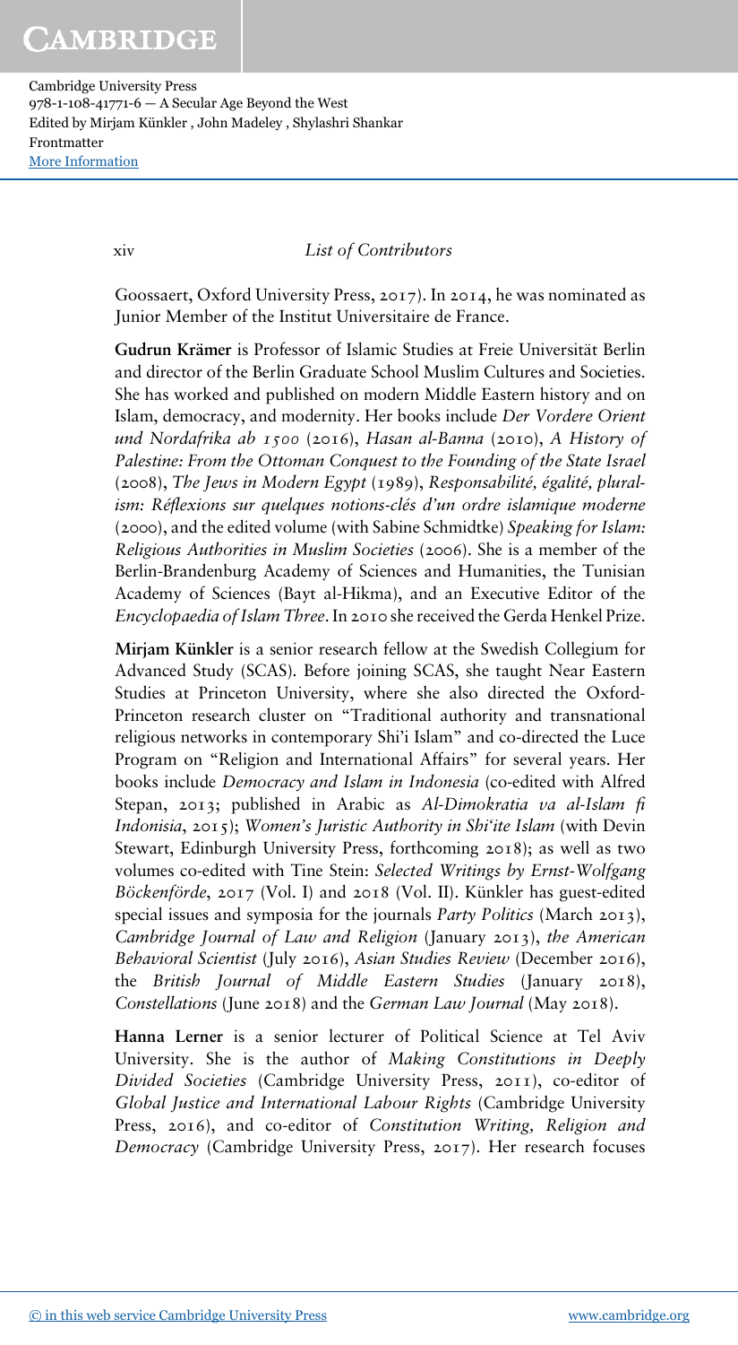Goossaert, Oxford University Press, 2017). In 2014, he was nominated as Junior Member of the Institut Universitaire de France.

**Gudrun Krämer** is Professor of Islamic Studies at Freie Universität Berlin and director of the Berlin Graduate School Muslim Cultures and Societies. She has worked and published on modern Middle Eastern history and on Islam, democracy, and modernity. Her books include *Der Vordere Orient und Nordafrika ab 1500* (2016), *Hasan al-Banna* (2010), *A History of Palestine: From the Ottoman Conquest to the Founding of the State Israel* (2008), *The Jews in Modern Egypt* (1989), *Responsabilité, égalité, pluralism: Réflexions sur quelques notions-clés d'un ordre islamique moderne* (2000), and the edited volume (with Sabine Schmidtke) *Speaking for Islam: Religious Authorities in Muslim Societies* (2006). She is a member of the Berlin-Brandenburg Academy of Sciences and Humanities, the Tunisian Academy of Sciences (Bayt al-Hikma), and an Executive Editor of the *Encyclopaedia of Islam Three*. In 2010 she received the Gerda Henkel Prize.

**Mirjam Künkler** is a senior research fellow at the Swedish Collegium for Advanced Study (SCAS). Before joining SCAS, she taught Near Eastern Studies at Princeton University, where she also directed the Oxford-Princeton research cluster on "Traditional authority and transnational religious networks in contemporary Shi'i Islam" and co-directed the Luce Program on "Religion and International Affairs" for several years. Her books include *Democracy and Islam in Indonesia* (co-edited with Alfred Stepan, 2013; published in Arabic as *Al-Dimokratia va al-Islam fi Indonisia*, 2015); *Women's Juristic Authority in Shi'ite Islam* (with Devin Stewart, Edinburgh University Press, forthcoming 2018); as well as two volumes co-edited with Tine Stein: *Selected Writings by Ernst-Wolfgang Böckenförde*, 2017 (Vol. I) and 2018 (Vol. II). Künkler has guest-edited special issues and symposia for the journals *Party Politics* (March 2013), *Cambridge Journal of Law and Religion* (January 2013), *the American Behavioral Scientist* (July 2016), *Asian Studies Review* (December 2016), the *British Journal of Middle Eastern Studies* (January 2018), *Constellations* (June 2018) and the *German Law Journal* (May 2018).

**Hanna Lerner** is a senior lecturer of Political Science at Tel Aviv University. She is the author of *Making Constitutions in Deeply Divided Societies* (Cambridge University Press, 2011), co-editor of *Global Justice and International Labour Rights* (Cambridge University Press, 2016), and co-editor of *Constitution Writing, Religion and Democracy* (Cambridge University Press, 2017). Her research focuses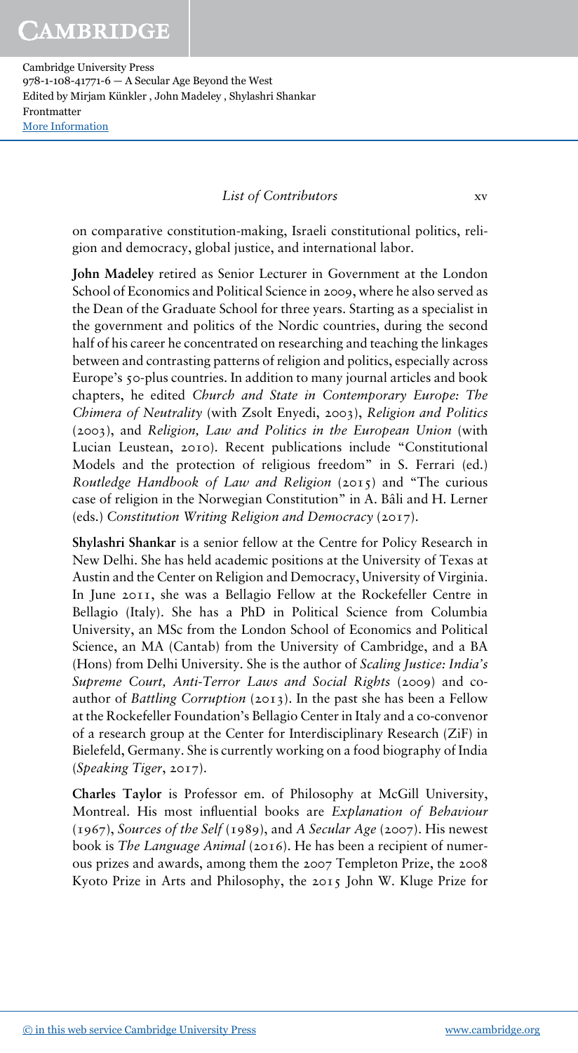on comparative constitution-making, Israeli constitutional politics, religion and democracy, global justice, and international labor.

**John Madeley** retired as Senior Lecturer in Government at the London School of Economics and Political Science in 2009, where he also served as the Dean of the Graduate School for three years. Starting as a specialist in the government and politics of the Nordic countries, during the second half of his career he concentrated on researching and teaching the linkages between and contrasting patterns of religion and politics, especially across Europe's 50-plus countries. In addition to many journal articles and book chapters, he edited *Church and State in Contemporary Europe: The Chimera of Neutrality* (with Zsolt Enyedi, 2003), *Religion and Politics* (2003), and *Religion, Law and Politics in the European Union* (with Lucian Leustean, 2010). Recent publications include "Constitutional Models and the protection of religious freedom" in S. Ferrari (ed.) *Routledge Handbook of Law and Religion* (2015) and "The curious case of religion in the Norwegian Constitution" in A. Bâli and H. Lerner (eds.) *Constitution Writing Religion and Democracy* (2017).

**Shylashri Shankar** is a senior fellow at the Centre for Policy Research in New Delhi. She has held academic positions at the University of Texas at Austin and the Center on Religion and Democracy, University of Virginia. In June 2011, she was a Bellagio Fellow at the Rockefeller Centre in Bellagio (Italy). She has a PhD in Political Science from Columbia University, an MSc from the London School of Economics and Political Science, an MA (Cantab) from the University of Cambridge, and a BA (Hons) from Delhi University. She is the author of *Scaling Justice: India's Supreme Court, Anti-Terror Laws and Social Rights* (2009) and co-author of *Battling Corruption* (2013). In the past she has been a Fellow at the Rockefeller Foundation's Bellagio Center in Italy and a co-convenor of a research group at the Center for Interdisciplinary Research (ZiF) in Bielefeld, Germany. She is currently working on a food biography of India (*Speaking Tiger*, 2017).

**Charles Taylor** is Professor em. of Philosophy at McGill University, Montreal. His most influential books are *Explanation of Behaviour* (1967), *Sources of the Self* (1989), and *A Secular Age* (2007). His newest book is *The Language Animal* (2016). He has been a recipient of numerous prizes and awards, among them the 2007 Templeton Prize, the 2008 Kyoto Prize in Arts and Philosophy, the 2015 John W. Kluge Prize for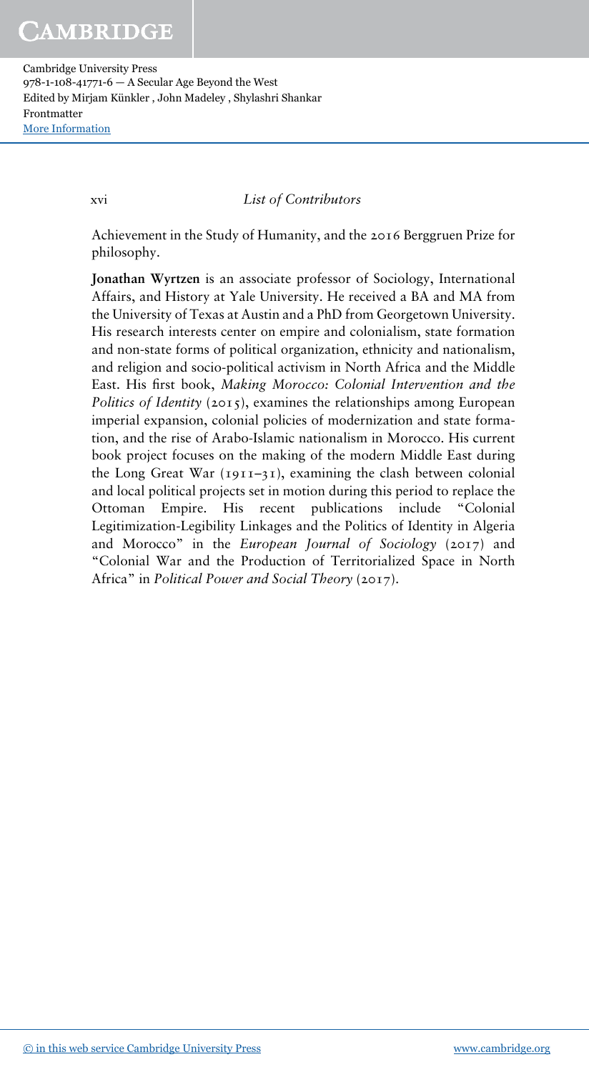Achievement in the Study of Humanity, and the 2016 Berggruen Prize for philosophy.

**Jonathan Wyrtzen** is an associate professor of Sociology, International Affairs, and History at Yale University. He received a BA and MA from the University of Texas at Austin and a PhD from Georgetown University. His research interests center on empire and colonialism, state formation and non-state forms of political organization, ethnicity and nationalism, and religion and socio-political activism in North Africa and the Middle East. His first book, *Making Morocco: Colonial Intervention and the Politics of Identity* (2015), examines the relationships among European imperial expansion, colonial policies of modernization and state formation, and the rise of Arabo-Islamic nationalism in Morocco. His current book project focuses on the making of the modern Middle East during the Long Great War (1911–31), examining the clash between colonial and local political projects set in motion during this period to replace the Ottoman Empire. His recent publications include "Colonial Legitimization-Legibility Linkages and the Politics of Identity in Algeria and Morocco" in the *European Journal of Sociology* (2017) and "Colonial War and the Production of Territorialized Space in North Africa" in *Political Power and Social Theory* (2017).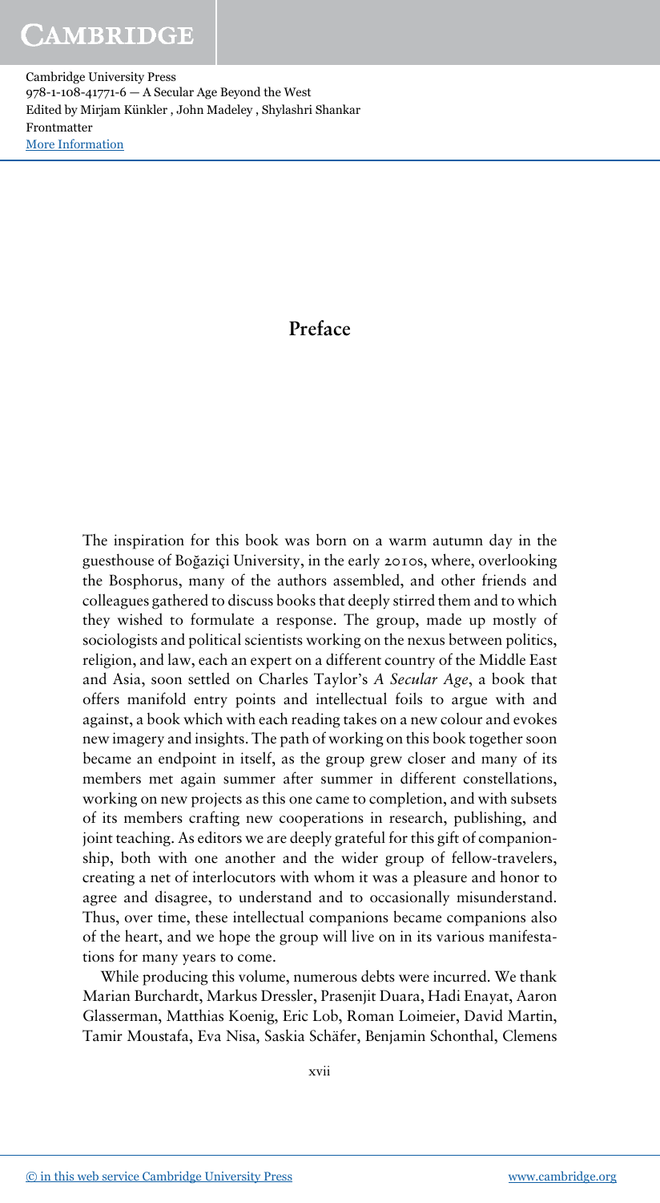# Preface

The inspiration for this book was born on a warm autumn day in the guesthouse of Boğaziçi University, in the early 2010s, where, overlooking the Bosphorus, many of the authors assembled, and other friends and colleagues gathered to discuss books that deeply stirred them and to which they wished to formulate a response. The group, made up mostly of sociologists and political scientists working on the nexus between politics, religion, and law, each an expert on a different country of the Middle East and Asia, soon settled on Charles Taylor's *A Secular Age*, a book that offers manifold entry points and intellectual foils to argue with and against, a book which with each reading takes on a new colour and evokes new imagery and insights. The path of working on this book together soon became an endpoint in itself, as the group grew closer and many of its members met again summer after summer in different constellations, working on new projects as this one came to completion, and with subsets of its members crafting new cooperations in research, publishing, and joint teaching. As editors we are deeply grateful for this gift of companionship, both with one another and the wider group of fellow-travelers, creating a net of interlocutors with whom it was a pleasure and honor to agree and disagree, to understand and to occasionally misunderstand. Thus, over time, these intellectual companions became companions also of the heart, and we hope the group will live on in its various manifestations for many years to come.

While producing this volume, numerous debts were incurred. We thank Marian Burchardt, Markus Dressler, Prasenjit Duara, Hadi Enayat, Aaron Glasserman, Matthias Koenig, Eric Lob, Roman Loimeier, David Martin, Tamir Moustafa, Eva Nisa, Saskia Schäfer, Benjamin Schonthal, Clemens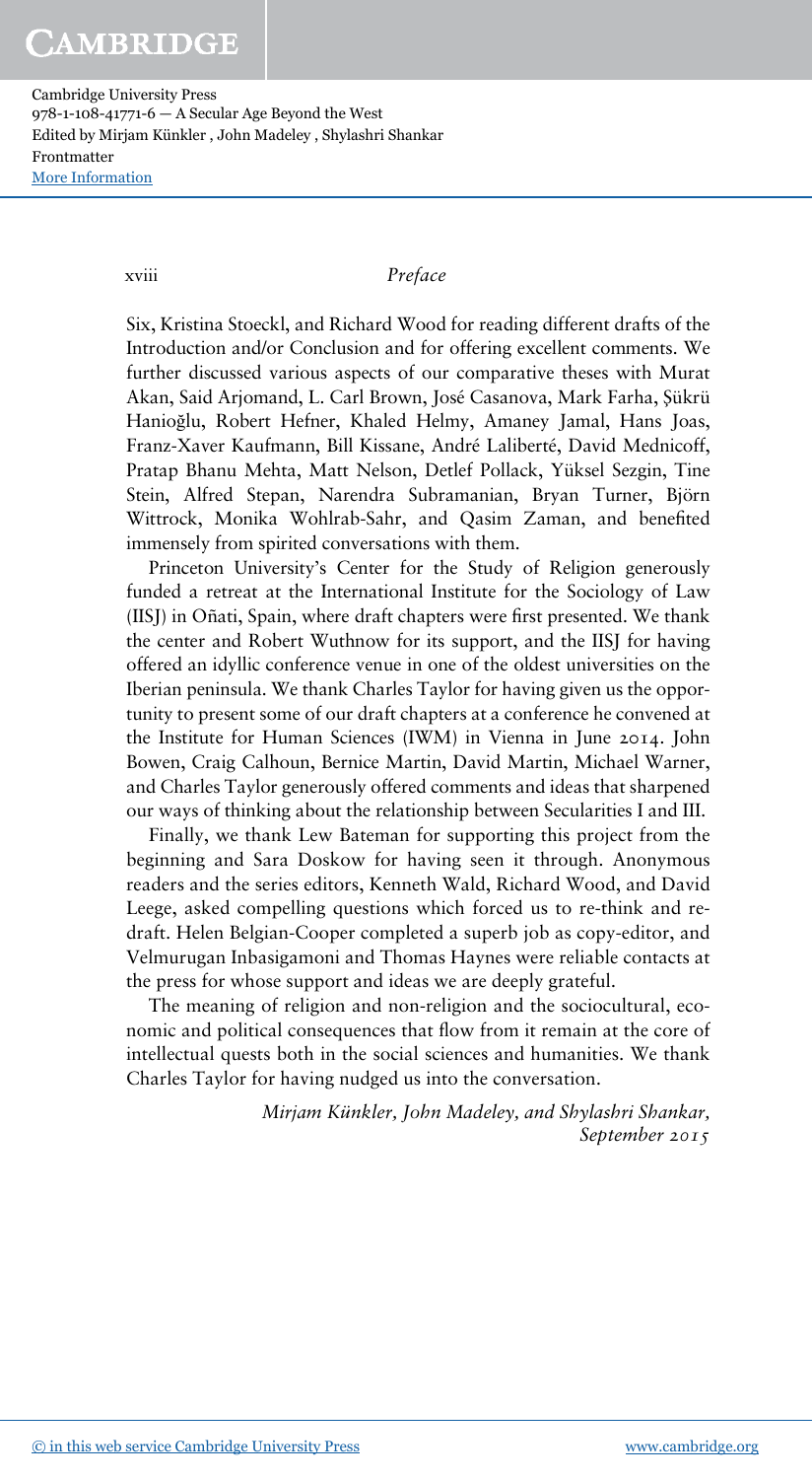Six, Kristina Stoeckl, and Richard Wood for reading different drafts of the Introduction and/or Conclusion and for offering excellent comments. We further discussed various aspects of our comparative theses with Murat Akan, Said Arjomand, L. Carl Brown, José Casanova, Mark Farha, Şükrü Hanioğlu, Robert Hefner, Khaled Helmy, Amaney Jamal, Hans Joas, Franz-Xaver Kaufmann, Bill Kissane, André Laliberté, David Mednicoff, Pratap Bhanu Mehta, Matt Nelson, Detlef Pollack, Yüksel Sezgin, Tine Stein, Alfred Stepan, Narendra Subramanian, Bryan Turner, Björn Wittrock, Monika Wohlrab-Sahr, and Qasim Zaman, and benefited immensely from spirited conversations with them.

Princeton University's Center for the Study of Religion generously funded a retreat at the International Institute for the Sociology of Law (IISJ) in Oñati, Spain, where draft chapters were first presented. We thank the center and Robert Wuthnow for its support, and the IISJ for having offered an idyllic conference venue in one of the oldest universities on the Iberian peninsula. We thank Charles Taylor for having given us the opportunity to present some of our draft chapters at a conference he convened at the Institute for Human Sciences (IWM) in Vienna in June 2014. John Bowen, Craig Calhoun, Bernice Martin, David Martin, Michael Warner, and Charles Taylor generously offered comments and ideas that sharpened our ways of thinking about the relationship between Secularities I and III.

Finally, we thank Lew Bateman for supporting this project from the beginning and Sara Doskow for having seen it through. Anonymous readers and the series editors, Kenneth Wald, Richard Wood, and David Leege, asked compelling questions which forced us to re-think and re-draft. Helen Belgian-Cooper completed a superb job as copy-editor, and Velmurugan Inbasigamoni and Thomas Haynes were reliable contacts at the press for whose support and ideas we are deeply grateful.

The meaning of religion and non-religion and the sociocultural, economic and political consequences that flow from it remain at the core of intellectual quests both in the social sciences and humanities. We thank Charles Taylor for having nudged us into the conversation.

*Mirjam Künkler, John Madeley, and Shylashri Shankar,*
*September 2015*